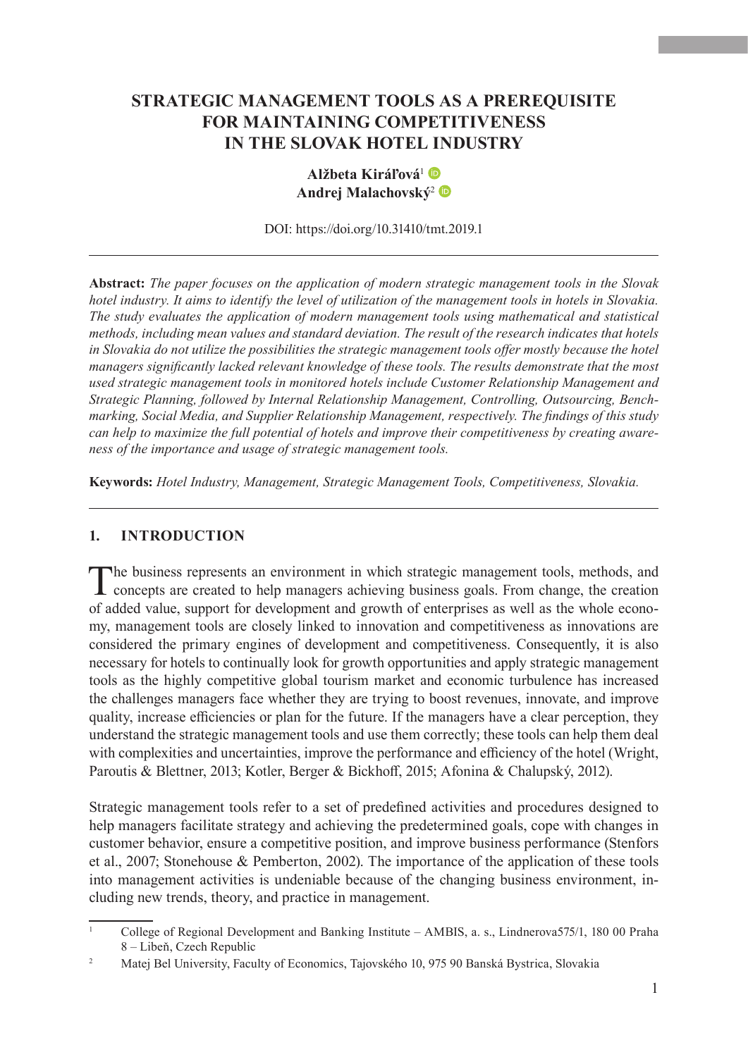# STRATEGIC MANAGEMENT TOOLS AS A PREREQUISITE FOR MAINTAINING COMPETITIVENESS IN THE SLOVAK HOTEL INDUSTRY

**Alžbeta Kiráľová**[1]
**Andrej Malachovský**[2]

DOI: https://doi.org/10.31410/tmt.2019.1

---

**Abstract:** *The paper focuses on the application of modern strategic management tools in the Slovak hotel industry. It aims to identify the level of utilization of the management tools in hotels in Slovakia. The study evaluates the application of modern management tools using mathematical and statistical methods, including mean values and standard deviation. The result of the research indicates that hotels in Slovakia do not utilize the possibilities the strategic management tools offer mostly because the hotel managers significantly lacked relevant knowledge of these tools. The results demonstrate that the most used strategic management tools in monitored hotels include Customer Relationship Management and Strategic Planning, followed by Internal Relationship Management, Controlling, Outsourcing, Benchmarking, Social Media, and Supplier Relationship Management, respectively. The findings of this study can help to maximize the full potential of hotels and improve their competitiveness by creating awareness of the importance and usage of strategic management tools.*

**Keywords:** *Hotel Industry, Management, Strategic Management Tools, Competitiveness, Slovakia.*

---

## 1. INTRODUCTION

The business represents an environment in which strategic management tools, methods, and concepts are created to help managers achieving business goals. From change, the creation of added value, support for development and growth of enterprises as well as the whole economy, management tools are closely linked to innovation and competitiveness as innovations are considered the primary engines of development and competitiveness. Consequently, it is also necessary for hotels to continually look for growth opportunities and apply strategic management tools as the highly competitive global tourism market and economic turbulence has increased the challenges managers face whether they are trying to boost revenues, innovate, and improve quality, increase efficiencies or plan for the future. If the managers have a clear perception, they understand the strategic management tools and use them correctly; these tools can help them deal with complexities and uncertainties, improve the performance and efficiency of the hotel (Wright, Paroutis & Blettner, 2013; Kotler, Berger & Bickhoff, 2015; Afonina & Chalupský, 2012).

Strategic management tools refer to a set of predefined activities and procedures designed to help managers facilitate strategy and achieving the predetermined goals, cope with changes in customer behavior, ensure a competitive position, and improve business performance (Stenfors et al., 2007; Stonehouse & Pemberton, 2002). The importance of the application of these tools into management activities is undeniable because of the changing business environment, including new trends, theory, and practice in management.

---

[1] College of Regional Development and Banking Institute – AMBIS, a. s., Lindnerova575/1, 180 00 Praha 8 – Libeň, Czech Republic

[2] Matej Bel University, Faculty of Economics, Tajovského 10, 975 90 Banská Bystrica, Slovakia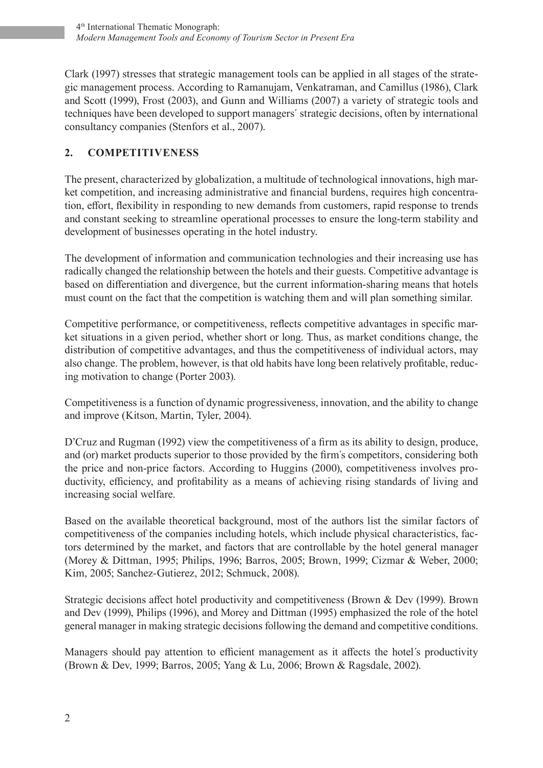Clark (1997) stresses that strategic management tools can be applied in all stages of the strategic management process. According to Ramanujam, Venkatraman, and Camillus (1986), Clark and Scott (1999), Frost (2003), and Gunn and Williams (2007) a variety of strategic tools and techniques have been developed to support managers´ strategic decisions, often by international consultancy companies (Stenfors et al., 2007).

## 2. COMPETITIVENESS

The present, characterized by globalization, a multitude of technological innovations, high market competition, and increasing administrative and financial burdens, requires high concentration, effort, flexibility in responding to new demands from customers, rapid response to trends and constant seeking to streamline operational processes to ensure the long-term stability and development of businesses operating in the hotel industry.

The development of information and communication technologies and their increasing use has radically changed the relationship between the hotels and their guests. Competitive advantage is based on differentiation and divergence, but the current information-sharing means that hotels must count on the fact that the competition is watching them and will plan something similar.

Competitive performance, or competitiveness, reflects competitive advantages in specific market situations in a given period, whether short or long. Thus, as market conditions change, the distribution of competitive advantages, and thus the competitiveness of individual actors, may also change. The problem, however, is that old habits have long been relatively profitable, reducing motivation to change (Porter 2003).

Competitiveness is a function of dynamic progressiveness, innovation, and the ability to change and improve (Kitson, Martin, Tyler, 2004).

D'Cruz and Rugman (1992) view the competitiveness of a firm as its ability to design, produce, and (or) market products superior to those provided by the firm´s competitors, considering both the price and non-price factors. According to Huggins (2000), competitiveness involves productivity, efficiency, and profitability as a means of achieving rising standards of living and increasing social welfare.

Based on the available theoretical background, most of the authors list the similar factors of competitiveness of the companies including hotels, which include physical characteristics, factors determined by the market, and factors that are controllable by the hotel general manager (Morey & Dittman, 1995; Philips, 1996; Barros, 2005; Brown, 1999; Cizmar & Weber, 2000; Kim, 2005; Sanchez-Gutierez, 2012; Schmuck, 2008).

Strategic decisions affect hotel productivity and competitiveness (Brown & Dev (1999). Brown and Dev (1999), Philips (1996), and Morey and Dittman (1995) emphasized the role of the hotel general manager in making strategic decisions following the demand and competitive conditions.

Managers should pay attention to efficient management as it affects the hotel´s productivity (Brown & Dev, 1999; Barros, 2005; Yang & Lu, 2006; Brown & Ragsdale, 2002).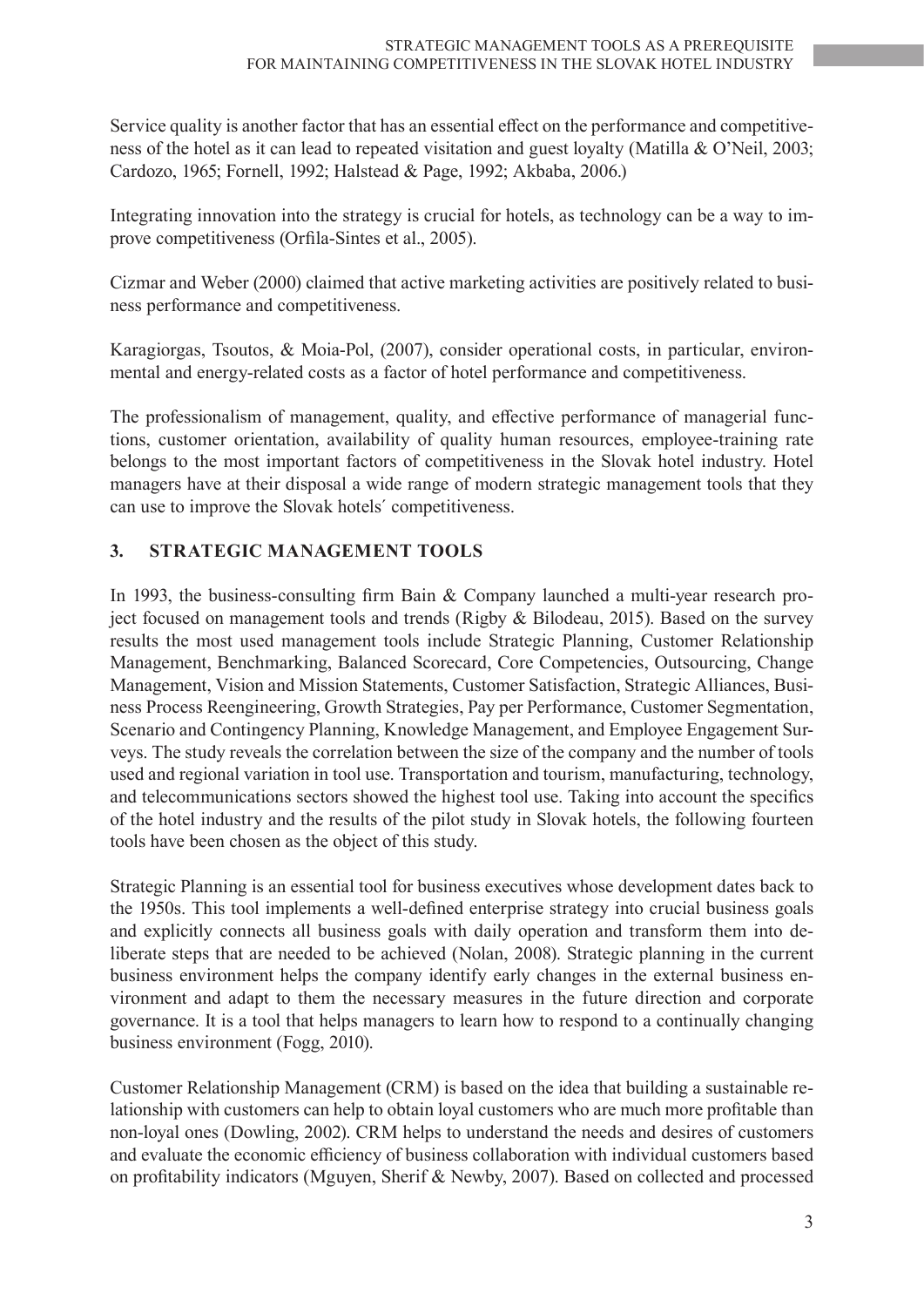Service quality is another factor that has an essential effect on the performance and competitiveness of the hotel as it can lead to repeated visitation and guest loyalty (Matilla & O'Neil, 2003; Cardozo, 1965; Fornell, 1992; Halstead & Page, 1992; Akbaba, 2006.)

Integrating innovation into the strategy is crucial for hotels, as technology can be a way to improve competitiveness (Orfila-Sintes et al., 2005).

Cizmar and Weber (2000) claimed that active marketing activities are positively related to business performance and competitiveness.

Karagiorgas, Tsoutos, & Moia-Pol, (2007), consider operational costs, in particular, environmental and energy-related costs as a factor of hotel performance and competitiveness.

The professionalism of management, quality, and effective performance of managerial functions, customer orientation, availability of quality human resources, employee-training rate belongs to the most important factors of competitiveness in the Slovak hotel industry. Hotel managers have at their disposal a wide range of modern strategic management tools that they can use to improve the Slovak hotels´ competitiveness.

## 3. STRATEGIC MANAGEMENT TOOLS

In 1993, the business-consulting firm Bain & Company launched a multi-year research project focused on management tools and trends (Rigby & Bilodeau, 2015). Based on the survey results the most used management tools include Strategic Planning, Customer Relationship Management, Benchmarking, Balanced Scorecard, Core Competencies, Outsourcing, Change Management, Vision and Mission Statements, Customer Satisfaction, Strategic Alliances, Business Process Reengineering, Growth Strategies, Pay per Performance, Customer Segmentation, Scenario and Contingency Planning, Knowledge Management, and Employee Engagement Surveys. The study reveals the correlation between the size of the company and the number of tools used and regional variation in tool use. Transportation and tourism, manufacturing, technology, and telecommunications sectors showed the highest tool use. Taking into account the specifics of the hotel industry and the results of the pilot study in Slovak hotels, the following fourteen tools have been chosen as the object of this study.

Strategic Planning is an essential tool for business executives whose development dates back to the 1950s. This tool implements a well-defined enterprise strategy into crucial business goals and explicitly connects all business goals with daily operation and transform them into deliberate steps that are needed to be achieved (Nolan, 2008). Strategic planning in the current business environment helps the company identify early changes in the external business environment and adapt to them the necessary measures in the future direction and corporate governance. It is a tool that helps managers to learn how to respond to a continually changing business environment (Fogg, 2010).

Customer Relationship Management (CRM) is based on the idea that building a sustainable relationship with customers can help to obtain loyal customers who are much more profitable than non-loyal ones (Dowling, 2002). CRM helps to understand the needs and desires of customers and evaluate the economic efficiency of business collaboration with individual customers based on profitability indicators (Mguyen, Sherif & Newby, 2007). Based on collected and processed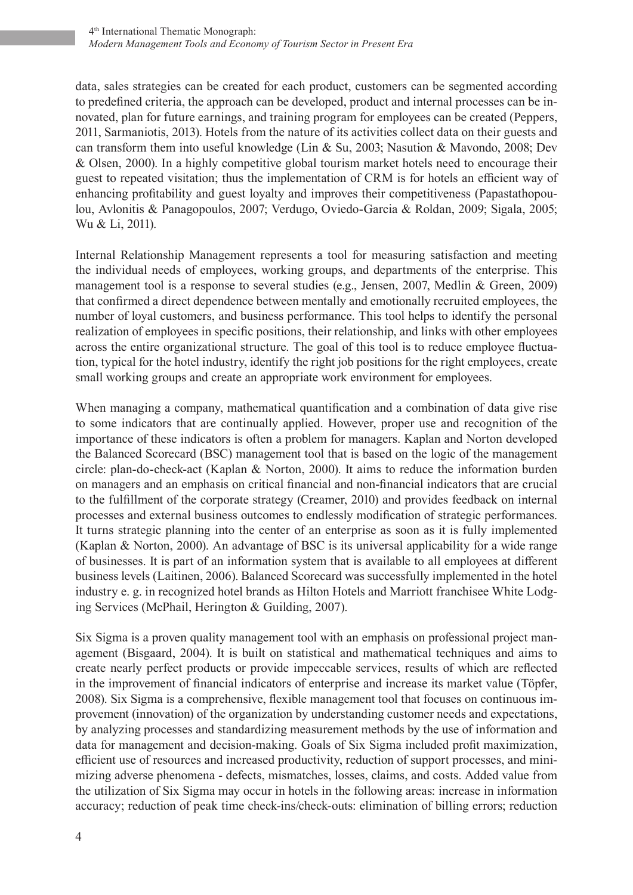data, sales strategies can be created for each product, customers can be segmented according to predefined criteria, the approach can be developed, product and internal processes can be innovated, plan for future earnings, and training program for employees can be created (Peppers, 2011, Sarmaniotis, 2013). Hotels from the nature of its activities collect data on their guests and can transform them into useful knowledge (Lin & Su, 2003; Nasution & Mavondo, 2008; Dev & Olsen, 2000). In a highly competitive global tourism market hotels need to encourage their guest to repeated visitation; thus the implementation of CRM is for hotels an efficient way of enhancing profitability and guest loyalty and improves their competitiveness (Papastathopoulou, Avlonitis & Panagopoulos, 2007; Verdugo, Oviedo-Garcia & Roldan, 2009; Sigala, 2005; Wu & Li, 2011).

Internal Relationship Management represents a tool for measuring satisfaction and meeting the individual needs of employees, working groups, and departments of the enterprise. This management tool is a response to several studies (e.g., Jensen, 2007, Medlin & Green, 2009) that confirmed a direct dependence between mentally and emotionally recruited employees, the number of loyal customers, and business performance. This tool helps to identify the personal realization of employees in specific positions, their relationship, and links with other employees across the entire organizational structure. The goal of this tool is to reduce employee fluctuation, typical for the hotel industry, identify the right job positions for the right employees, create small working groups and create an appropriate work environment for employees.

When managing a company, mathematical quantification and a combination of data give rise to some indicators that are continually applied. However, proper use and recognition of the importance of these indicators is often a problem for managers. Kaplan and Norton developed the Balanced Scorecard (BSC) management tool that is based on the logic of the management circle: plan-do-check-act (Kaplan & Norton, 2000). It aims to reduce the information burden on managers and an emphasis on critical financial and non-financial indicators that are crucial to the fulfillment of the corporate strategy (Creamer, 2010) and provides feedback on internal processes and external business outcomes to endlessly modification of strategic performances. It turns strategic planning into the center of an enterprise as soon as it is fully implemented (Kaplan & Norton, 2000). An advantage of BSC is its universal applicability for a wide range of businesses. It is part of an information system that is available to all employees at different business levels (Laitinen, 2006). Balanced Scorecard was successfully implemented in the hotel industry e. g. in recognized hotel brands as Hilton Hotels and Marriott franchisee White Lodging Services (McPhail, Herington & Guilding, 2007).

Six Sigma is a proven quality management tool with an emphasis on professional project management (Bisgaard, 2004). It is built on statistical and mathematical techniques and aims to create nearly perfect products or provide impeccable services, results of which are reflected in the improvement of financial indicators of enterprise and increase its market value (Töpfer, 2008). Six Sigma is a comprehensive, flexible management tool that focuses on continuous improvement (innovation) of the organization by understanding customer needs and expectations, by analyzing processes and standardizing measurement methods by the use of information and data for management and decision-making. Goals of Six Sigma included profit maximization, efficient use of resources and increased productivity, reduction of support processes, and minimizing adverse phenomena - defects, mismatches, losses, claims, and costs. Added value from the utilization of Six Sigma may occur in hotels in the following areas: increase in information accuracy; reduction of peak time check-ins/check-outs: elimination of billing errors; reduction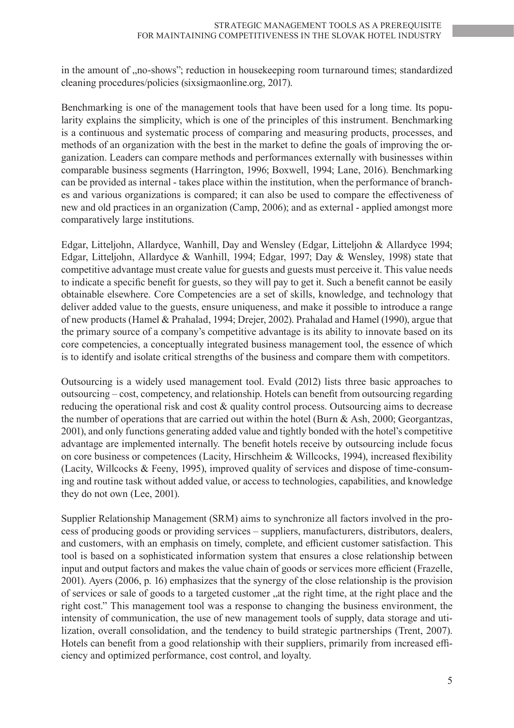in the amount of „no-shows"; reduction in housekeeping room turnaround times; standardized cleaning procedures/policies (sixsigmaonline.org, 2017).

Benchmarking is one of the management tools that have been used for a long time. Its popularity explains the simplicity, which is one of the principles of this instrument. Benchmarking is a continuous and systematic process of comparing and measuring products, processes, and methods of an organization with the best in the market to define the goals of improving the organization. Leaders can compare methods and performances externally with businesses within comparable business segments (Harrington, 1996; Boxwell, 1994; Lane, 2016). Benchmarking can be provided as internal - takes place within the institution, when the performance of branches and various organizations is compared; it can also be used to compare the effectiveness of new and old practices in an organization (Camp, 2006); and as external - applied amongst more comparatively large institutions.

Edgar, Litteljohn, Allardyce, Wanhill, Day and Wensley (Edgar, Litteljohn & Allardyce 1994; Edgar, Litteljohn, Allardyce & Wanhill, 1994; Edgar, 1997; Day & Wensley, 1998) state that competitive advantage must create value for guests and guests must perceive it. This value needs to indicate a specific benefit for guests, so they will pay to get it. Such a benefit cannot be easily obtainable elsewhere. Core Competencies are a set of skills, knowledge, and technology that deliver added value to the guests, ensure uniqueness, and make it possible to introduce a range of new products (Hamel & Prahalad, 1994; Drejer, 2002). Prahalad and Hamel (1990), argue that the primary source of a company's competitive advantage is its ability to innovate based on its core competencies, a conceptually integrated business management tool, the essence of which is to identify and isolate critical strengths of the business and compare them with competitors.

Outsourcing is a widely used management tool. Evald (2012) lists three basic approaches to outsourcing – cost, competency, and relationship. Hotels can benefit from outsourcing regarding reducing the operational risk and cost & quality control process. Outsourcing aims to decrease the number of operations that are carried out within the hotel (Burn & Ash, 2000; Georgantzas, 2001), and only functions generating added value and tightly bonded with the hotel's competitive advantage are implemented internally. The benefit hotels receive by outsourcing include focus on core business or competences (Lacity, Hirschheim & Willcocks, 1994), increased flexibility (Lacity, Willcocks & Feeny, 1995), improved quality of services and dispose of time-consuming and routine task without added value, or access to technologies, capabilities, and knowledge they do not own (Lee, 2001).

Supplier Relationship Management (SRM) aims to synchronize all factors involved in the process of producing goods or providing services – suppliers, manufacturers, distributors, dealers, and customers, with an emphasis on timely, complete, and efficient customer satisfaction. This tool is based on a sophisticated information system that ensures a close relationship between input and output factors and makes the value chain of goods or services more efficient (Frazelle, 2001). Ayers (2006, p. 16) emphasizes that the synergy of the close relationship is the provision of services or sale of goods to a targeted customer „at the right time, at the right place and the right cost." This management tool was a response to changing the business environment, the intensity of communication, the use of new management tools of supply, data storage and utilization, overall consolidation, and the tendency to build strategic partnerships (Trent, 2007). Hotels can benefit from a good relationship with their suppliers, primarily from increased efficiency and optimized performance, cost control, and loyalty.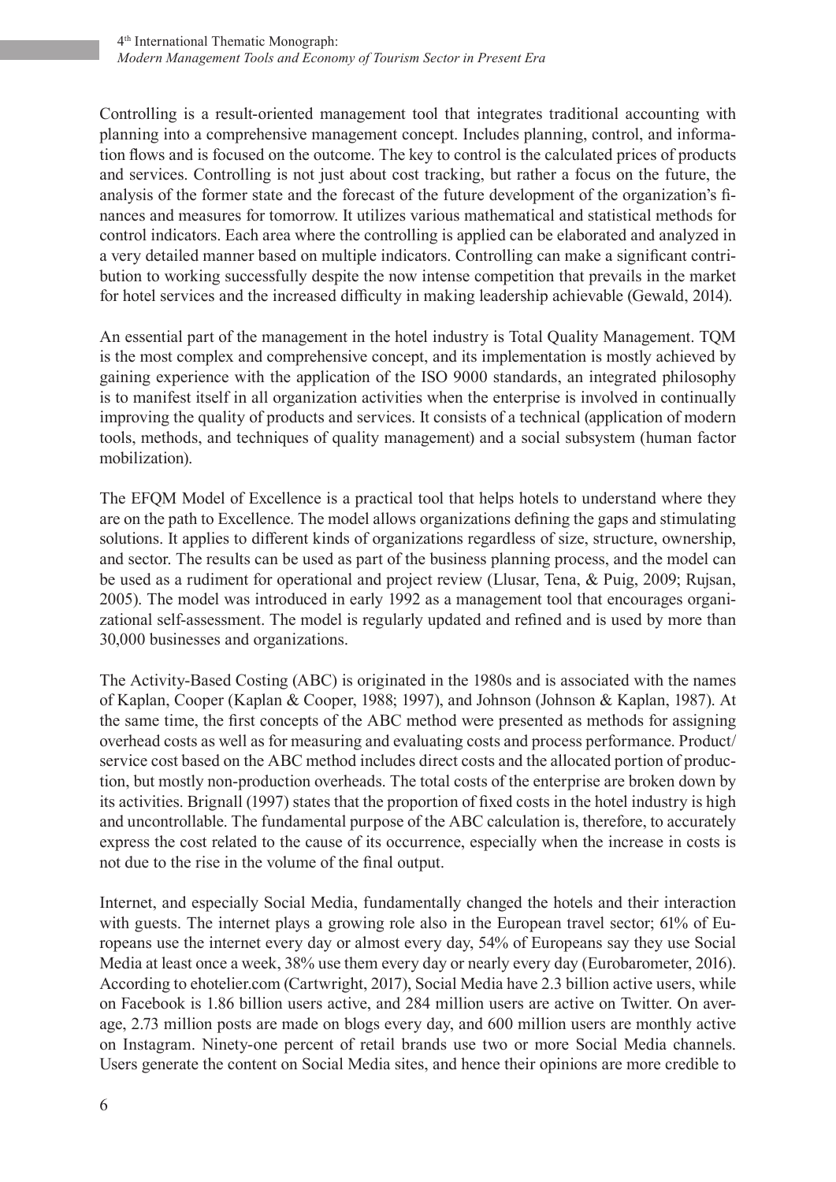Controlling is a result-oriented management tool that integrates traditional accounting with planning into a comprehensive management concept. Includes planning, control, and information flows and is focused on the outcome. The key to control is the calculated prices of products and services. Controlling is not just about cost tracking, but rather a focus on the future, the analysis of the former state and the forecast of the future development of the organization's finances and measures for tomorrow. It utilizes various mathematical and statistical methods for control indicators. Each area where the controlling is applied can be elaborated and analyzed in a very detailed manner based on multiple indicators. Controlling can make a significant contribution to working successfully despite the now intense competition that prevails in the market for hotel services and the increased difficulty in making leadership achievable (Gewald, 2014).

An essential part of the management in the hotel industry is Total Quality Management. TQM is the most complex and comprehensive concept, and its implementation is mostly achieved by gaining experience with the application of the ISO 9000 standards, an integrated philosophy is to manifest itself in all organization activities when the enterprise is involved in continually improving the quality of products and services. It consists of a technical (application of modern tools, methods, and techniques of quality management) and a social subsystem (human factor mobilization).

The EFQM Model of Excellence is a practical tool that helps hotels to understand where they are on the path to Excellence. The model allows organizations defining the gaps and stimulating solutions. It applies to different kinds of organizations regardless of size, structure, ownership, and sector. The results can be used as part of the business planning process, and the model can be used as a rudiment for operational and project review (Llusar, Tena, & Puig, 2009; Rujsan, 2005). The model was introduced in early 1992 as a management tool that encourages organizational self-assessment. The model is regularly updated and refined and is used by more than 30,000 businesses and organizations.

The Activity-Based Costing (ABC) is originated in the 1980s and is associated with the names of Kaplan, Cooper (Kaplan & Cooper, 1988; 1997), and Johnson (Johnson & Kaplan, 1987). At the same time, the first concepts of the ABC method were presented as methods for assigning overhead costs as well as for measuring and evaluating costs and process performance. Product/service cost based on the ABC method includes direct costs and the allocated portion of production, but mostly non-production overheads. The total costs of the enterprise are broken down by its activities. Brignall (1997) states that the proportion of fixed costs in the hotel industry is high and uncontrollable. The fundamental purpose of the ABC calculation is, therefore, to accurately express the cost related to the cause of its occurrence, especially when the increase in costs is not due to the rise in the volume of the final output.

Internet, and especially Social Media, fundamentally changed the hotels and their interaction with guests. The internet plays a growing role also in the European travel sector; 61% of Europeans use the internet every day or almost every day, 54% of Europeans say they use Social Media at least once a week, 38% use them every day or nearly every day (Eurobarometer, 2016). According to ehotelier.com (Cartwright, 2017), Social Media have 2.3 billion active users, while on Facebook is 1.86 billion users active, and 284 million users are active on Twitter. On average, 2.73 million posts are made on blogs every day, and 600 million users are monthly active on Instagram. Ninety-one percent of retail brands use two or more Social Media channels. Users generate the content on Social Media sites, and hence their opinions are more credible to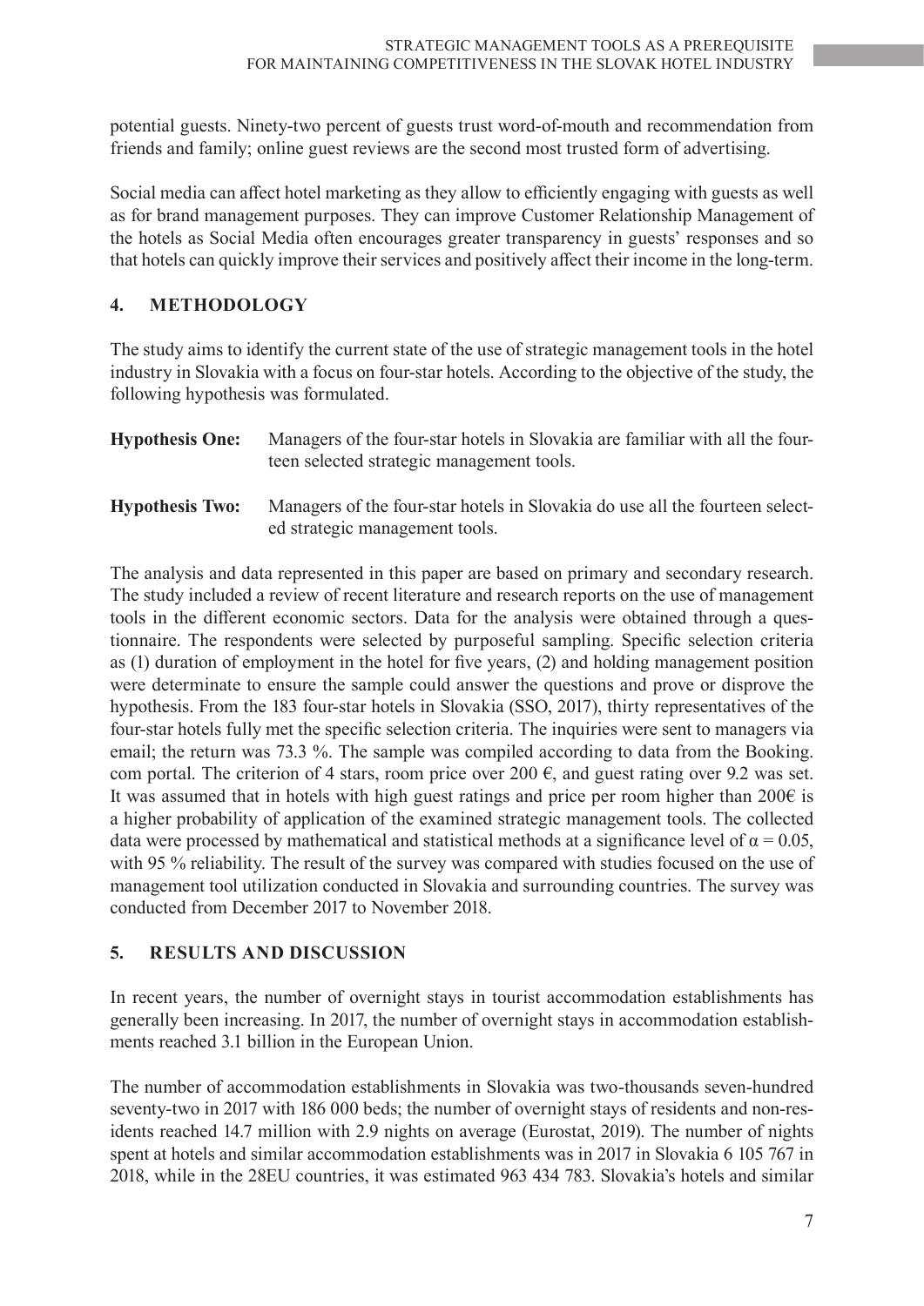potential guests. Ninety-two percent of guests trust word-of-mouth and recommendation from friends and family; online guest reviews are the second most trusted form of advertising.

Social media can affect hotel marketing as they allow to efficiently engaging with guests as well as for brand management purposes. They can improve Customer Relationship Management of the hotels as Social Media often encourages greater transparency in guests' responses and so that hotels can quickly improve their services and positively affect their income in the long-term.

## 4. METHODOLOGY

The study aims to identify the current state of the use of strategic management tools in the hotel industry in Slovakia with a focus on four-star hotels. According to the objective of the study, the following hypothesis was formulated.

**Hypothesis One:** Managers of the four-star hotels in Slovakia are familiar with all the fourteen selected strategic management tools.

**Hypothesis Two:** Managers of the four-star hotels in Slovakia do use all the fourteen selected strategic management tools.

The analysis and data represented in this paper are based on primary and secondary research. The study included a review of recent literature and research reports on the use of management tools in the different economic sectors. Data for the analysis were obtained through a questionnaire. The respondents were selected by purposeful sampling. Specific selection criteria as (1) duration of employment in the hotel for five years, (2) and holding management position were determinate to ensure the sample could answer the questions and prove or disprove the hypothesis. From the 183 four-star hotels in Slovakia (SSO, 2017), thirty representatives of the four-star hotels fully met the specific selection criteria. The inquiries were sent to managers via email; the return was 73.3 %. The sample was compiled according to data from the Booking.com portal. The criterion of 4 stars, room price over 200 €, and guest rating over 9.2 was set. It was assumed that in hotels with high guest ratings and price per room higher than 200€ is a higher probability of application of the examined strategic management tools. The collected data were processed by mathematical and statistical methods at a significance level of $\alpha = 0.05$, with 95 % reliability. The result of the survey was compared with studies focused on the use of management tool utilization conducted in Slovakia and surrounding countries. The survey was conducted from December 2017 to November 2018.

## 5. RESULTS AND DISCUSSION

In recent years, the number of overnight stays in tourist accommodation establishments has generally been increasing. In 2017, the number of overnight stays in accommodation establishments reached 3.1 billion in the European Union.

The number of accommodation establishments in Slovakia was two-thousands seven-hundred seventy-two in 2017 with 186 000 beds; the number of overnight stays of residents and non-residents reached 14.7 million with 2.9 nights on average (Eurostat, 2019). The number of nights spent at hotels and similar accommodation establishments was in 2017 in Slovakia 6 105 767 in 2018, while in the 28EU countries, it was estimated 963 434 783. Slovakia's hotels and similar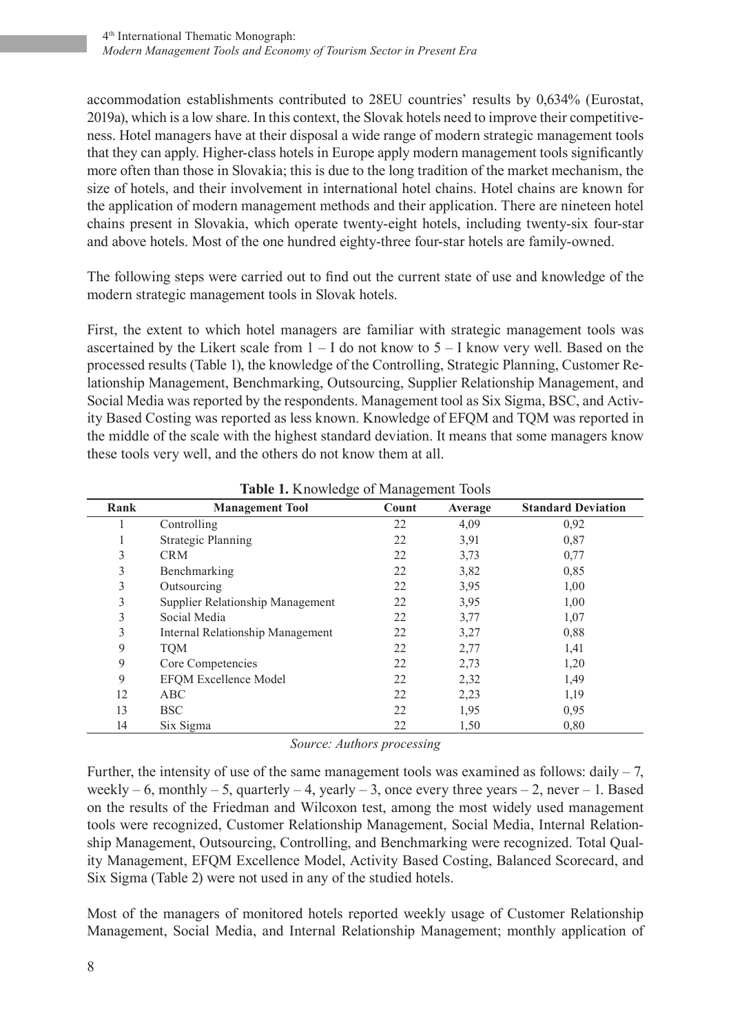accommodation establishments contributed to 28EU countries' results by 0,634% (Eurostat, 2019a), which is a low share. In this context, the Slovak hotels need to improve their competitiveness. Hotel managers have at their disposal a wide range of modern strategic management tools that they can apply. Higher-class hotels in Europe apply modern management tools significantly more often than those in Slovakia; this is due to the long tradition of the market mechanism, the size of hotels, and their involvement in international hotel chains. Hotel chains are known for the application of modern management methods and their application. There are nineteen hotel chains present in Slovakia, which operate twenty-eight hotels, including twenty-six four-star and above hotels. Most of the one hundred eighty-three four-star hotels are family-owned.

The following steps were carried out to find out the current state of use and knowledge of the modern strategic management tools in Slovak hotels.

First, the extent to which hotel managers are familiar with strategic management tools was ascertained by the Likert scale from 1 – I do not know to 5 – I know very well. Based on the processed results (Table 1), the knowledge of the Controlling, Strategic Planning, Customer Relationship Management, Benchmarking, Outsourcing, Supplier Relationship Management, and Social Media was reported by the respondents. Management tool as Six Sigma, BSC, and Activity Based Costing was reported as less known. Knowledge of EFQM and TQM was reported in the middle of the scale with the highest standard deviation. It means that some managers know these tools very well, and the others do not know them at all.

**Table 1.** Knowledge of Management Tools

| Rank | Management Tool | Count | Average | Standard Deviation |
|---|---|---|---|---|
| 1 | Controlling | 22 | 4,09 | 0,92 |
| 1 | Strategic Planning | 22 | 3,91 | 0,87 |
| 3 | CRM | 22 | 3,73 | 0,77 |
| 3 | Benchmarking | 22 | 3,82 | 0,85 |
| 3 | Outsourcing | 22 | 3,95 | 1,00 |
| 3 | Supplier Relationship Management | 22 | 3,95 | 1,00 |
| 3 | Social Media | 22 | 3,77 | 1,07 |
| 3 | Internal Relationship Management | 22 | 3,27 | 0,88 |
| 9 | TQM | 22 | 2,77 | 1,41 |
| 9 | Core Competencies | 22 | 2,73 | 1,20 |
| 9 | EFQM Excellence Model | 22 | 2,32 | 1,49 |
| 12 | ABC | 22 | 2,23 | 1,19 |
| 13 | BSC | 22 | 1,95 | 0,95 |
| 14 | Six Sigma | 22 | 1,50 | 0,80 |

*Source: Authors processing*

Further, the intensity of use of the same management tools was examined as follows: daily – 7, weekly – 6, monthly – 5, quarterly – 4, yearly – 3, once every three years – 2, never – 1. Based on the results of the Friedman and Wilcoxon test, among the most widely used management tools were recognized, Customer Relationship Management, Social Media, Internal Relationship Management, Outsourcing, Controlling, and Benchmarking were recognized. Total Quality Management, EFQM Excellence Model, Activity Based Costing, Balanced Scorecard, and Six Sigma (Table 2) were not used in any of the studied hotels.

Most of the managers of monitored hotels reported weekly usage of Customer Relationship Management, Social Media, and Internal Relationship Management; monthly application of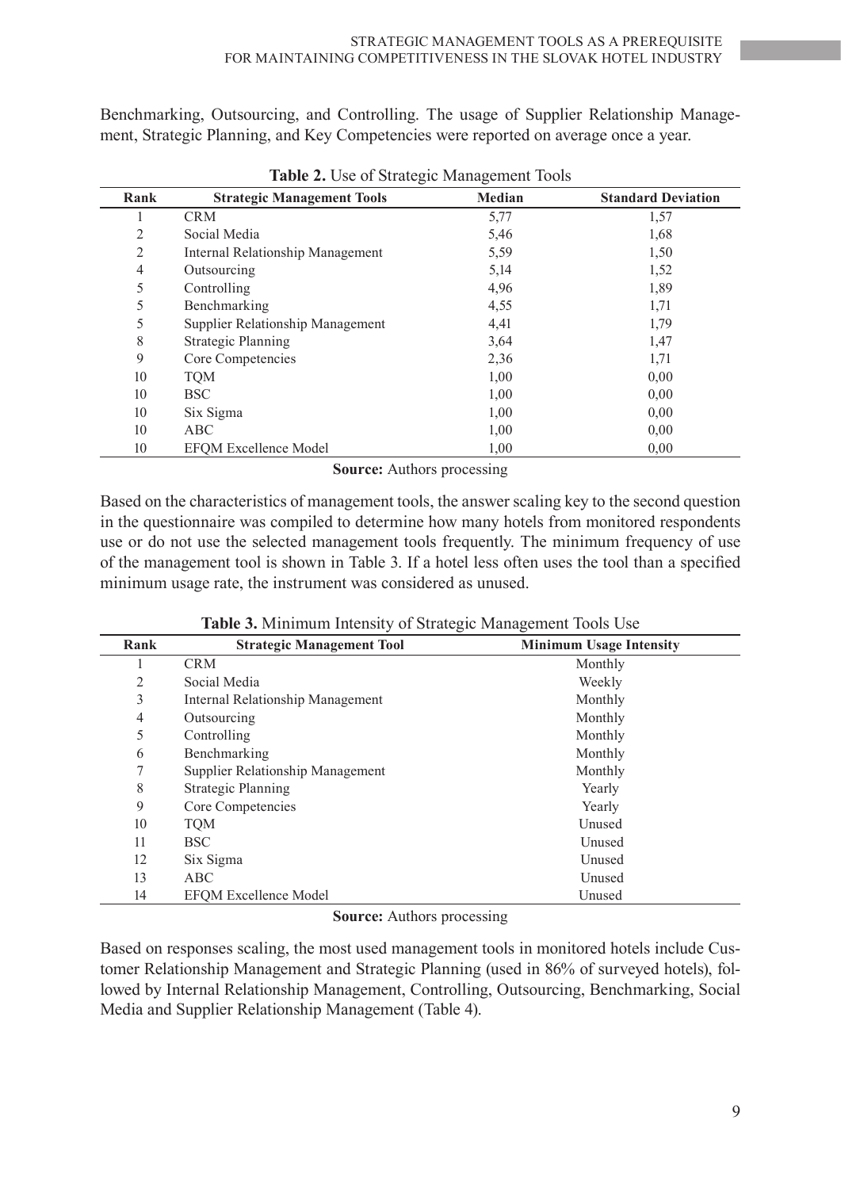Benchmarking, Outsourcing, and Controlling. The usage of Supplier Relationship Management, Strategic Planning, and Key Competencies were reported on average once a year.

**Table 2.** Use of Strategic Management Tools

| Rank | Strategic Management Tools | Median | Standard Deviation |
|---|---|---|---|
| 1 | CRM | 5,77 | 1,57 |
| 2 | Social Media | 5,46 | 1,68 |
| 2 | Internal Relationship Management | 5,59 | 1,50 |
| 4 | Outsourcing | 5,14 | 1,52 |
| 5 | Controlling | 4,96 | 1,89 |
| 5 | Benchmarking | 4,55 | 1,71 |
| 5 | Supplier Relationship Management | 4,41 | 1,79 |
| 8 | Strategic Planning | 3,64 | 1,47 |
| 9 | Core Competencies | 2,36 | 1,71 |
| 10 | TQM | 1,00 | 0,00 |
| 10 | BSC | 1,00 | 0,00 |
| 10 | Six Sigma | 1,00 | 0,00 |
| 10 | ABC | 1,00 | 0,00 |
| 10 | EFQM Excellence Model | 1,00 | 0,00 |

**Source:** Authors processing

Based on the characteristics of management tools, the answer scaling key to the second question in the questionnaire was compiled to determine how many hotels from monitored respondents use or do not use the selected management tools frequently. The minimum frequency of use of the management tool is shown in Table 3. If a hotel less often uses the tool than a specified minimum usage rate, the instrument was considered as unused.

**Table 3.** Minimum Intensity of Strategic Management Tools Use

| Rank | Strategic Management Tool | Minimum Usage Intensity |
|---|---|---|
| 1 | CRM | Monthly |
| 2 | Social Media | Weekly |
| 3 | Internal Relationship Management | Monthly |
| 4 | Outsourcing | Monthly |
| 5 | Controlling | Monthly |
| 6 | Benchmarking | Monthly |
| 7 | Supplier Relationship Management | Monthly |
| 8 | Strategic Planning | Yearly |
| 9 | Core Competencies | Yearly |
| 10 | TQM | Unused |
| 11 | BSC | Unused |
| 12 | Six Sigma | Unused |
| 13 | ABC | Unused |
| 14 | EFQM Excellence Model | Unused |

**Source:** Authors processing

Based on responses scaling, the most used management tools in monitored hotels include Customer Relationship Management and Strategic Planning (used in 86% of surveyed hotels), followed by Internal Relationship Management, Controlling, Outsourcing, Benchmarking, Social Media and Supplier Relationship Management (Table 4).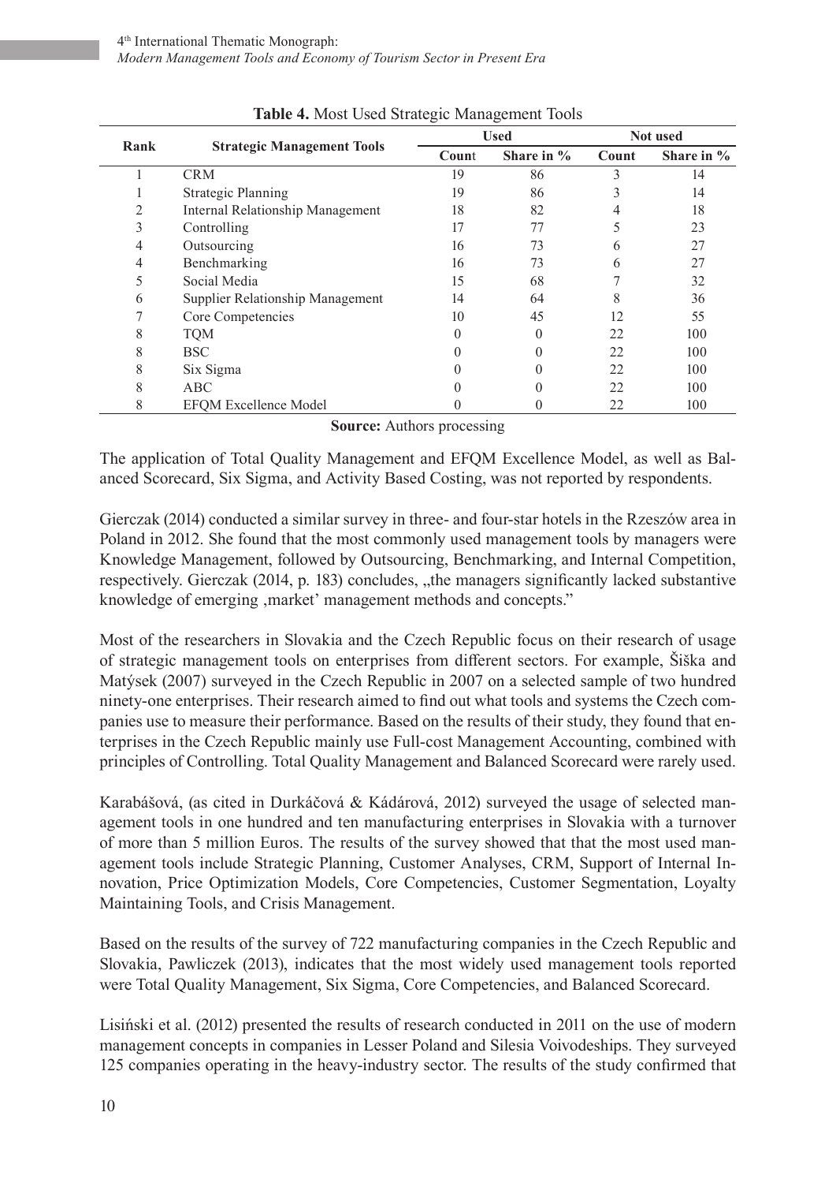**Table 4.** Most Used Strategic Management Tools

| Rank | Strategic Management Tools | Used | | Not used | |
|---|---|---|---|---|---|
| | | Count | Share in % | Count | Share in % |
| 1 | CRM | 19 | 86 | 3 | 14 |
| 1 | Strategic Planning | 19 | 86 | 3 | 14 |
| 2 | Internal Relationship Management | 18 | 82 | 4 | 18 |
| 3 | Controlling | 17 | 77 | 5 | 23 |
| 4 | Outsourcing | 16 | 73 | 6 | 27 |
| 4 | Benchmarking | 16 | 73 | 6 | 27 |
| 5 | Social Media | 15 | 68 | 7 | 32 |
| 6 | Supplier Relationship Management | 14 | 64 | 8 | 36 |
| 7 | Core Competencies | 10 | 45 | 12 | 55 |
| 8 | TQM | 0 | 0 | 22 | 100 |
| 8 | BSC | 0 | 0 | 22 | 100 |
| 8 | Six Sigma | 0 | 0 | 22 | 100 |
| 8 | ABC | 0 | 0 | 22 | 100 |
| 8 | EFQM Excellence Model | 0 | 0 | 22 | 100 |

**Source:** Authors processing

The application of Total Quality Management and EFQM Excellence Model, as well as Balanced Scorecard, Six Sigma, and Activity Based Costing, was not reported by respondents.

Gierczak (2014) conducted a similar survey in three- and four-star hotels in the Rzeszów area in Poland in 2012. She found that the most commonly used management tools by managers were Knowledge Management, followed by Outsourcing, Benchmarking, and Internal Competition, respectively. Gierczak (2014, p. 183) concludes, „the managers significantly lacked substantive knowledge of emerging ‚market' management methods and concepts."

Most of the researchers in Slovakia and the Czech Republic focus on their research of usage of strategic management tools on enterprises from different sectors. For example, Šiška and Matýsek (2007) surveyed in the Czech Republic in 2007 on a selected sample of two hundred ninety-one enterprises. Their research aimed to find out what tools and systems the Czech companies use to measure their performance. Based on the results of their study, they found that enterprises in the Czech Republic mainly use Full-cost Management Accounting, combined with principles of Controlling. Total Quality Management and Balanced Scorecard were rarely used.

Karabášová, (as cited in Durkáčová & Kádárová, 2012) surveyed the usage of selected management tools in one hundred and ten manufacturing enterprises in Slovakia with a turnover of more than 5 million Euros. The results of the survey showed that that the most used management tools include Strategic Planning, Customer Analyses, CRM, Support of Internal Innovation, Price Optimization Models, Core Competencies, Customer Segmentation, Loyalty Maintaining Tools, and Crisis Management.

Based on the results of the survey of 722 manufacturing companies in the Czech Republic and Slovakia, Pawliczek (2013), indicates that the most widely used management tools reported were Total Quality Management, Six Sigma, Core Competencies, and Balanced Scorecard.

Lisiński et al. (2012) presented the results of research conducted in 2011 on the use of modern management concepts in companies in Lesser Poland and Silesia Voivodeships. They surveyed 125 companies operating in the heavy-industry sector. The results of the study confirmed that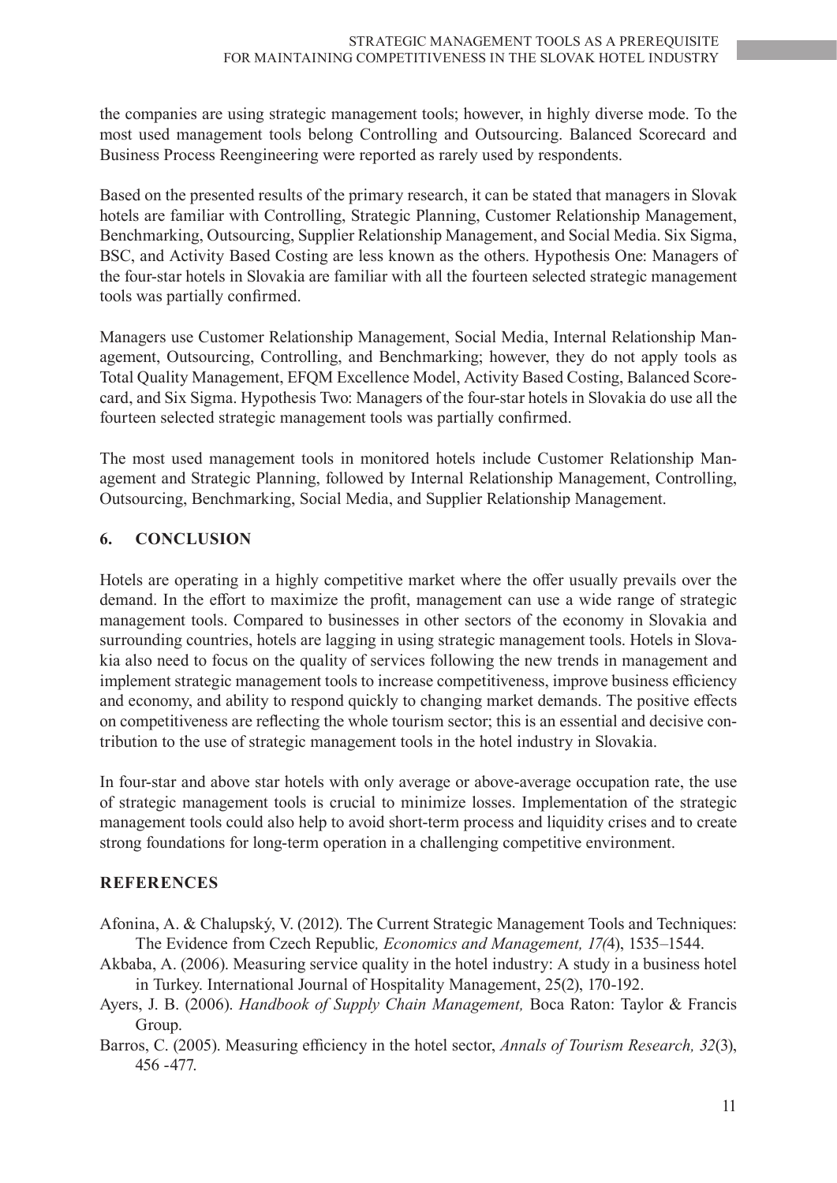the companies are using strategic management tools; however, in highly diverse mode. To the most used management tools belong Controlling and Outsourcing. Balanced Scorecard and Business Process Reengineering were reported as rarely used by respondents.

Based on the presented results of the primary research, it can be stated that managers in Slovak hotels are familiar with Controlling, Strategic Planning, Customer Relationship Management, Benchmarking, Outsourcing, Supplier Relationship Management, and Social Media. Six Sigma, BSC, and Activity Based Costing are less known as the others. Hypothesis One: Managers of the four-star hotels in Slovakia are familiar with all the fourteen selected strategic management tools was partially confirmed.

Managers use Customer Relationship Management, Social Media, Internal Relationship Management, Outsourcing, Controlling, and Benchmarking; however, they do not apply tools as Total Quality Management, EFQM Excellence Model, Activity Based Costing, Balanced Scorecard, and Six Sigma. Hypothesis Two: Managers of the four-star hotels in Slovakia do use all the fourteen selected strategic management tools was partially confirmed.

The most used management tools in monitored hotels include Customer Relationship Management and Strategic Planning, followed by Internal Relationship Management, Controlling, Outsourcing, Benchmarking, Social Media, and Supplier Relationship Management.

## 6. CONCLUSION

Hotels are operating in a highly competitive market where the offer usually prevails over the demand. In the effort to maximize the profit, management can use a wide range of strategic management tools. Compared to businesses in other sectors of the economy in Slovakia and surrounding countries, hotels are lagging in using strategic management tools. Hotels in Slovakia also need to focus on the quality of services following the new trends in management and implement strategic management tools to increase competitiveness, improve business efficiency and economy, and ability to respond quickly to changing market demands. The positive effects on competitiveness are reflecting the whole tourism sector; this is an essential and decisive contribution to the use of strategic management tools in the hotel industry in Slovakia.

In four-star and above star hotels with only average or above-average occupation rate, the use of strategic management tools is crucial to minimize losses. Implementation of the strategic management tools could also help to avoid short-term process and liquidity crises and to create strong foundations for long-term operation in a challenging competitive environment.

## REFERENCES

Afonina, A. & Chalupský, V. (2012). The Current Strategic Management Tools and Techniques: The Evidence from Czech Republic*, Economics and Management, 17(*4), 1535–1544.

Akbaba, A. (2006). Measuring service quality in the hotel industry: A study in a business hotel in Turkey. International Journal of Hospitality Management, 25(2), 170-192.

Ayers, J. B. (2006). *Handbook of Supply Chain Management,* Boca Raton: Taylor & Francis Group.

Barros, C. (2005). Measuring efficiency in the hotel sector, *Annals of Tourism Research, 32*(3), 456 -477.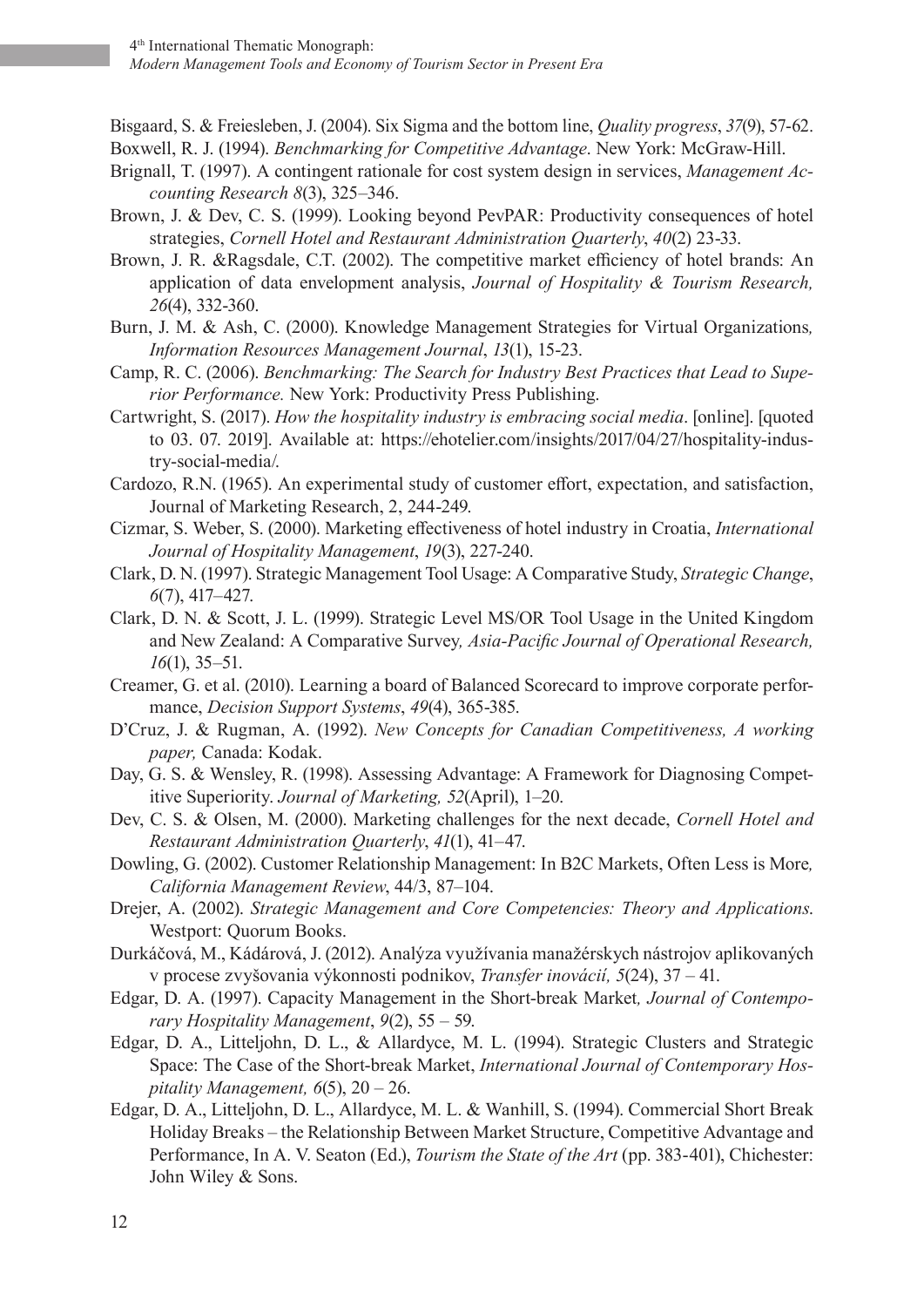Bisgaard, S. & Freiesleben, J. (2004). Six Sigma and the bottom line, *Quality progress*, *37*(9), 57-62.

Boxwell, R. J. (1994). *Benchmarking for Competitive Advantage*. New York: McGraw-Hill.

Brignall, T. (1997). A contingent rationale for cost system design in services, *Management Accounting Research 8*(3), 325–346.

Brown, J. & Dev, C. S. (1999). Looking beyond PevPAR: Productivity consequences of hotel strategies, *Cornell Hotel and Restaurant Administration Quarterly*, *40*(2) 23-33.

Brown, J. R. &Ragsdale, C.T. (2002). The competitive market efficiency of hotel brands: An application of data envelopment analysis, *Journal of Hospitality & Tourism Research, 26*(4), 332-360.

Burn, J. M. & Ash, C. (2000). Knowledge Management Strategies for Virtual Organizations*, Information Resources Management Journal*, *13*(1), 15-23.

Camp, R. C. (2006). *Benchmarking: The Search for Industry Best Practices that Lead to Superior Performance.* New York: Productivity Press Publishing.

Cartwright, S. (2017). *How the hospitality industry is embracing social media*. [online]. [quoted to 03. 07. 2019]. Available at: https://ehotelier.com/insights/2017/04/27/hospitality-industry-social-media/.

Cardozo, R.N. (1965). An experimental study of customer effort, expectation, and satisfaction, Journal of Marketing Research, 2, 244-249.

Cizmar, S. Weber, S. (2000). Marketing effectiveness of hotel industry in Croatia, *International Journal of Hospitality Management*, *19*(3), 227-240.

Clark, D. N. (1997). Strategic Management Tool Usage: A Comparative Study, *Strategic Change*, *6*(7), 417–427.

Clark, D. N. & Scott, J. L. (1999). Strategic Level MS/OR Tool Usage in the United Kingdom and New Zealand: A Comparative Survey*, Asia-Pacific Journal of Operational Research, 16*(1), 35–51.

Creamer, G. et al. (2010). Learning a board of Balanced Scorecard to improve corporate performance, *Decision Support Systems*, *49*(4), 365-385.

D'Cruz, J. & Rugman, A. (1992). *New Concepts for Canadian Competitiveness, A working paper,* Canada: Kodak.

Day, G. S. & Wensley, R. (1998). Assessing Advantage: A Framework for Diagnosing Competitive Superiority. *Journal of Marketing, 52*(April), 1–20.

Dev, C. S. & Olsen, M. (2000). Marketing challenges for the next decade, *Cornell Hotel and Restaurant Administration Quarterly*, *41*(1), 41–47.

Dowling, G. (2002). Customer Relationship Management: In B2C Markets, Often Less is More*, California Management Review*, 44/3, 87–104.

Drejer, A. (2002). *Strategic Management and Core Competencies: Theory and Applications.* Westport: Quorum Books.

Durkáčová, M., Kádárová, J. (2012). Analýza využívania manažérskych nástrojov aplikovaných v procese zvyšovania výkonnosti podnikov, *Transfer inovácií, 5*(24), 37 – 41.

Edgar, D. A. (1997). Capacity Management in the Short-break Market*, Journal of Contemporary Hospitality Management*, *9*(2), 55 – 59.

Edgar, D. A., Litteljohn, D. L., & Allardyce, M. L. (1994). Strategic Clusters and Strategic Space: The Case of the Short-break Market, *International Journal of Contemporary Hospitality Management, 6*(5), 20 – 26.

Edgar, D. A., Litteljohn, D. L., Allardyce, M. L. & Wanhill, S. (1994). Commercial Short Break Holiday Breaks – the Relationship Between Market Structure, Competitive Advantage and Performance, In A. V. Seaton (Ed.), *Tourism the State of the Art* (pp. 383-401), Chichester: John Wiley & Sons.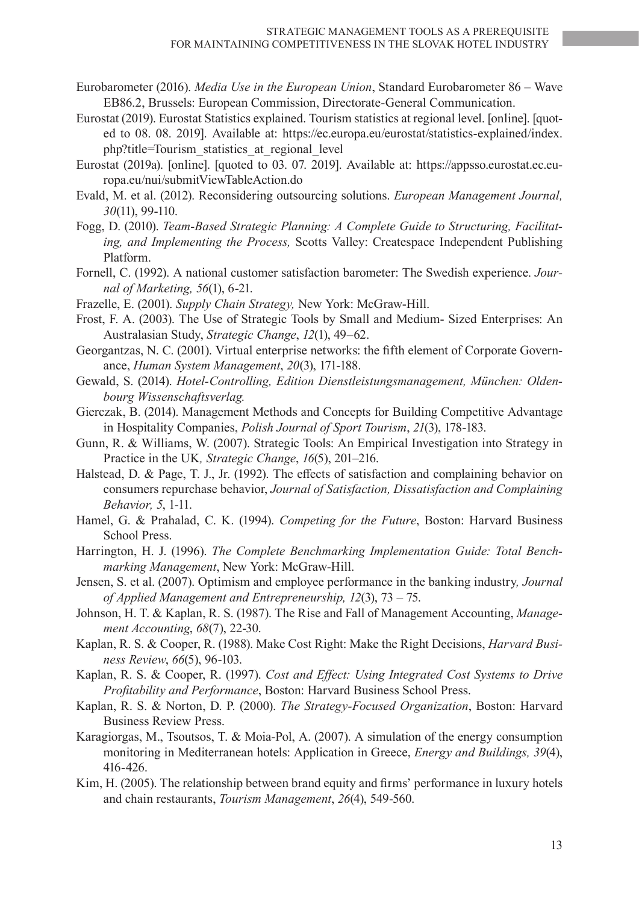Eurobarometer (2016). *Media Use in the European Union*, Standard Eurobarometer 86 – Wave EB86.2, Brussels: European Commission, Directorate-General Communication.

Eurostat (2019). Eurostat Statistics explained. Tourism statistics at regional level. [online]. [quoted to 08. 08. 2019]. Available at: https://ec.europa.eu/eurostat/statistics-explained/index.php?title=Tourism_statistics_at_regional_level

Eurostat (2019a). [online]. [quoted to 03. 07. 2019]. Available at: https://appsso.eurostat.ec.europa.eu/nui/submitViewTableAction.do

Evald, M. et al. (2012). Reconsidering outsourcing solutions. *European Management Journal, 30*(11), 99-110.

Fogg, D. (2010). *Team-Based Strategic Planning: A Complete Guide to Structuring, Facilitating, and Implementing the Process,* Scotts Valley: Createspace Independent Publishing Platform.

Fornell, C. (1992). A national customer satisfaction barometer: The Swedish experience. *Journal of Marketing, 56*(1), 6-21.

Frazelle, E. (2001). *Supply Chain Strategy,* New York: McGraw-Hill.

Frost, F. A. (2003). The Use of Strategic Tools by Small and Medium- Sized Enterprises: An Australasian Study, *Strategic Change*, *12*(1), 49–62.

Georgantzas, N. C. (2001). Virtual enterprise networks: the fifth element of Corporate Governance, *Human System Management*, *20*(3), 171-188.

Gewald, S. (2014). *Hotel-Controlling, Edition Dienstleistungsmanagement, München: Oldenbourg Wissenschaftsverlag.*

Gierczak, B. (2014). Management Methods and Concepts for Building Competitive Advantage in Hospitality Companies, *Polish Journal of Sport Tourism*, *21*(3), 178-183.

Gunn, R. & Williams, W. (2007). Strategic Tools: An Empirical Investigation into Strategy in Practice in the UK*, Strategic Change*, *16*(5), 201–216.

Halstead, D. & Page, T. J., Jr. (1992). The effects of satisfaction and complaining behavior on consumers repurchase behavior, *Journal of Satisfaction, Dissatisfaction and Complaining Behavior, 5*, 1-11.

Hamel, G. & Prahalad, C. K. (1994). *Competing for the Future*, Boston: Harvard Business School Press.

Harrington, H. J. (1996). *The Complete Benchmarking Implementation Guide: Total Benchmarking Management*, New York: McGraw-Hill.

Jensen, S. et al. (2007). Optimism and employee performance in the banking industry*, Journal of Applied Management and Entrepreneurship, 12*(3), 73 – 75.

Johnson, H. T. & Kaplan, R. S. (1987). The Rise and Fall of Management Accounting, *Management Accounting*, *68*(7), 22-30.

Kaplan, R. S. & Cooper, R. (1988). Make Cost Right: Make the Right Decisions, *Harvard Business Review*, *66*(5), 96-103.

Kaplan, R. S. & Cooper, R. (1997). *Cost and Effect: Using Integrated Cost Systems to Drive Profitability and Performance*, Boston: Harvard Business School Press.

Kaplan, R. S. & Norton, D. P. (2000). *The Strategy-Focused Organization*, Boston: Harvard Business Review Press.

Karagiorgas, M., Tsoutsos, T. & Moia-Pol, A. (2007). A simulation of the energy consumption monitoring in Mediterranean hotels: Application in Greece, *Energy and Buildings, 39*(4), 416-426.

Kim, H. (2005). The relationship between brand equity and firms' performance in luxury hotels and chain restaurants, *Tourism Management*, *26*(4), 549-560.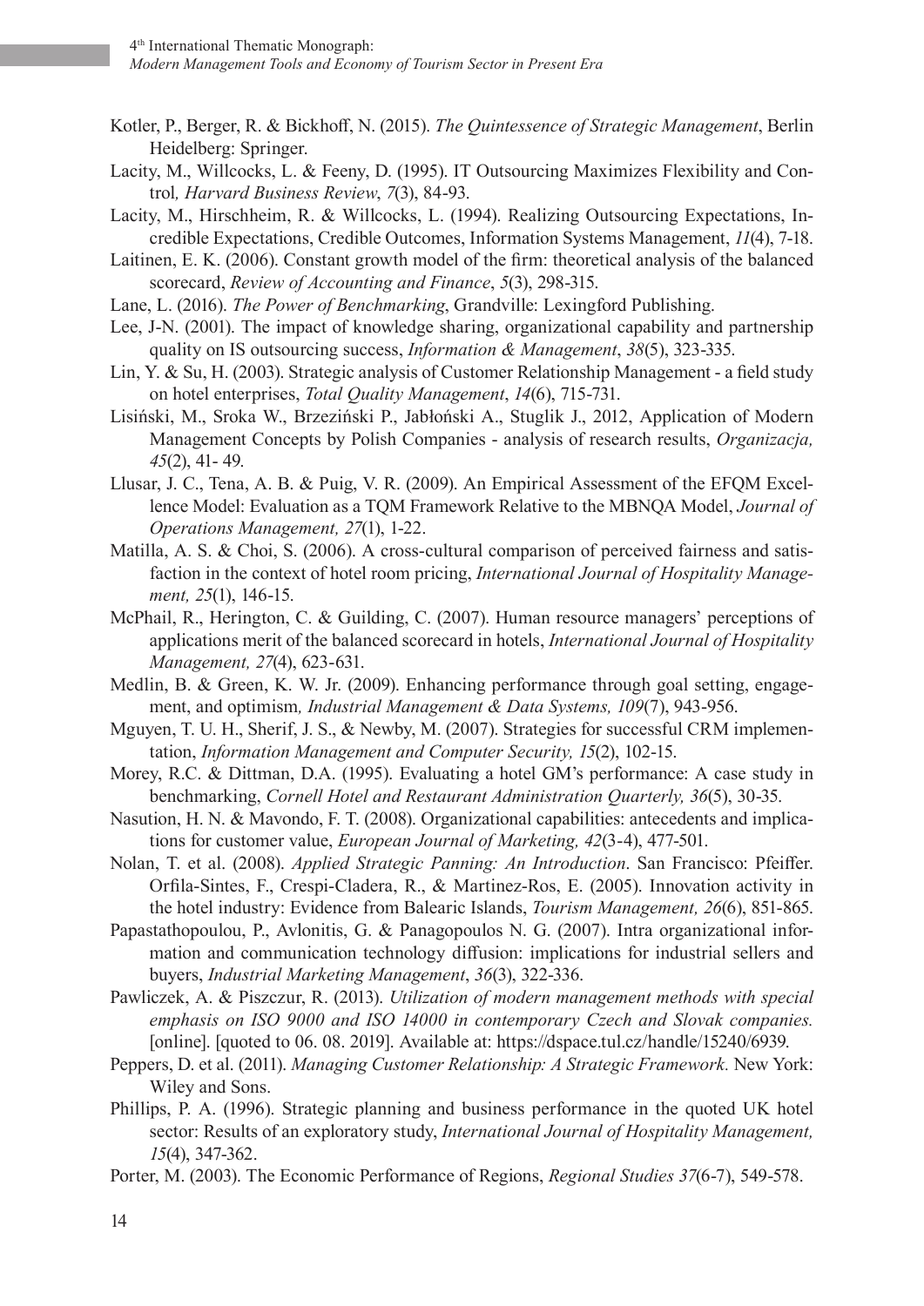Kotler, P., Berger, R. & Bickhoff, N. (2015). *The Quintessence of Strategic Management*, Berlin Heidelberg: Springer.

Lacity, M., Willcocks, L. & Feeny, D. (1995). IT Outsourcing Maximizes Flexibility and Control*, Harvard Business Review*, *7*(3), 84-93.

Lacity, M., Hirschheim, R. & Willcocks, L. (1994). Realizing Outsourcing Expectations, Incredible Expectations, Credible Outcomes, Information Systems Management, *11*(4), 7-18.

Laitinen, E. K. (2006). Constant growth model of the firm: theoretical analysis of the balanced scorecard, *Review of Accounting and Finance*, *5*(3), 298-315.

Lane, L. (2016). *The Power of Benchmarking*, Grandville: Lexingford Publishing.

Lee, J-N. (2001). The impact of knowledge sharing, organizational capability and partnership quality on IS outsourcing success, *Information & Management*, *38*(5), 323-335.

Lin, Y. & Su, H. (2003). Strategic analysis of Customer Relationship Management - a field study on hotel enterprises, *Total Quality Management*, *14*(6), 715-731.

Lisiński, M., Sroka W., Brzeziński P., Jabłoński A., Stuglik J., 2012, Application of Modern Management Concepts by Polish Companies - analysis of research results, *Organizacja, 45*(2), 41- 49.

Llusar, J. C., Tena, A. B. & Puig, V. R. (2009). An Empirical Assessment of the EFQM Excellence Model: Evaluation as a TQM Framework Relative to the MBNQA Model, *Journal of Operations Management, 27*(1), 1-22.

Matilla, A. S. & Choi, S. (2006). A cross-cultural comparison of perceived fairness and satisfaction in the context of hotel room pricing, *International Journal of Hospitality Management, 25*(1), 146-15.

McPhail, R., Herington, C. & Guilding, C. (2007). Human resource managers' perceptions of applications merit of the balanced scorecard in hotels, *International Journal of Hospitality Management, 27*(4), 623-631.

Medlin, B. & Green, K. W. Jr. (2009). Enhancing performance through goal setting, engagement, and optimism*, Industrial Management & Data Systems, 109*(7), 943-956.

Mguyen, T. U. H., Sherif, J. S., & Newby, M. (2007). Strategies for successful CRM implementation, *Information Management and Computer Security, 15*(2), 102-15.

Morey, R.C. & Dittman, D.A. (1995). Evaluating a hotel GM's performance: A case study in benchmarking, *Cornell Hotel and Restaurant Administration Quarterly, 36*(5), 30-35.

Nasution, H. N. & Mavondo, F. T. (2008). Organizational capabilities: antecedents and implications for customer value, *European Journal of Marketing, 42*(3-4), 477-501.

Nolan, T. et al. (2008). *Applied Strategic Panning: An Introduction*. San Francisco: Pfeiffer.

Orfila-Sintes, F., Crespi-Cladera, R., & Martinez-Ros, E. (2005). Innovation activity in the hotel industry: Evidence from Balearic Islands, *Tourism Management, 26*(6), 851-865.

Papastathopoulou, P., Avlonitis, G. & Panagopoulos N. G. (2007). Intra organizational information and communication technology diffusion: implications for industrial sellers and buyers, *Industrial Marketing Management*, *36*(3), 322-336.

Pawliczek, A. & Piszczur, R. (2013). *Utilization of modern management methods with special emphasis on ISO 9000 and ISO 14000 in contemporary Czech and Slovak companies.* [online]. [quoted to 06. 08. 2019]. Available at: https://dspace.tul.cz/handle/15240/6939.

Peppers, D. et al. (2011). *Managing Customer Relationship: A Strategic Framework.* New York: Wiley and Sons.

Phillips, P. A. (1996). Strategic planning and business performance in the quoted UK hotel sector: Results of an exploratory study, *International Journal of Hospitality Management, 15*(4), 347-362.

Porter, M. (2003). The Economic Performance of Regions, *Regional Studies 37*(6-7), 549-578.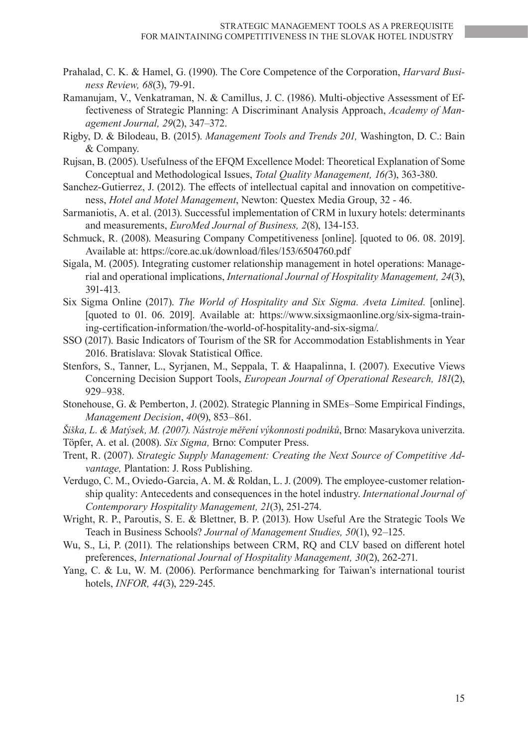Prahalad, C. K. & Hamel, G. (1990). The Core Competence of the Corporation, *Harvard Business Review, 68*(3), 79-91.

Ramanujam, V., Venkatraman, N. & Camillus, J. C. (1986). Multi-objective Assessment of Effectiveness of Strategic Planning: A Discriminant Analysis Approach, *Academy of Management Journal, 29*(2), 347–372.

Rigby, D. & Bilodeau, B. (2015). *Management Tools and Trends 201,* Washington, D. C.: Bain & Company.

Rujsan, B. (2005). Usefulness of the EFQM Excellence Model: Theoretical Explanation of Some Conceptual and Methodological Issues, *Total Quality Management, 16(*3), 363-380.

Sanchez-Gutierrez, J. (2012). The effects of intellectual capital and innovation on competitiveness, *Hotel and Motel Management*, Newton: Questex Media Group, 32 - 46.

Sarmaniotis, A. et al. (2013). Successful implementation of CRM in luxury hotels: determinants and measurements, *EuroMed Journal of Business, 2*(8), 134-153.

Schmuck, R. (2008). Measuring Company Competitiveness [online]. [quoted to 06. 08. 2019]. Available at: https://core.ac.uk/download/files/153/6504760.pdf

Sigala, M. (2005). Integrating customer relationship management in hotel operations: Managerial and operational implications, *International Journal of Hospitality Management, 24*(3), 391-413.

Six Sigma Online (2017). *The World of Hospitality and Six Sigma. Aveta Limited.* [online]. [quoted to 01. 06. 2019]. Available at: https://www.sixsigmaonline.org/six-sigma-training-certification-information/the-world-of-hospitality-and-six-sigma/.

SSO (2017). Basic Indicators of Tourism of the SR for Accommodation Establishments in Year 2016. Bratislava: Slovak Statistical Office.

Stenfors, S., Tanner, L., Syrjanen, M., Seppala, T. & Haapalinna, I. (2007). Executive Views Concerning Decision Support Tools, *European Journal of Operational Research, 181*(2), 929–938.

Stonehouse, G. & Pemberton, J. (2002). Strategic Planning in SMEs–Some Empirical Findings, *Management Decision*, *40*(9), 853–861.

*Šiška, L. & Matýsek, M. (2007). Nástroje měření výkonnosti podniků*, Brno: Masarykova univerzita.

Töpfer, A. et al. (2008). *Six Sigma,* Brno: Computer Press.

Trent, R. (2007). *Strategic Supply Management: Creating the Next Source of Competitive Advantage,* Plantation: J. Ross Publishing.

Verdugo, C. M., Oviedo-Garcia, A. M. & Roldan, L. J. (2009). The employee-customer relationship quality: Antecedents and consequences in the hotel industry. *International Journal of Contemporary Hospitality Management, 21*(3), 251-274.

Wright, R. P., Paroutis, S. E. & Blettner, B. P. (2013). How Useful Are the Strategic Tools We Teach in Business Schools? *Journal of Management Studies, 50*(1), 92–125.

Wu, S., Li, P. (2011). The relationships between CRM, RQ and CLV based on different hotel preferences, *International Journal of Hospitality Management, 30*(2), 262-271.

Yang, C. & Lu, W. M. (2006). Performance benchmarking for Taiwan's international tourist hotels, *INFOR, 44*(3), 229-245.